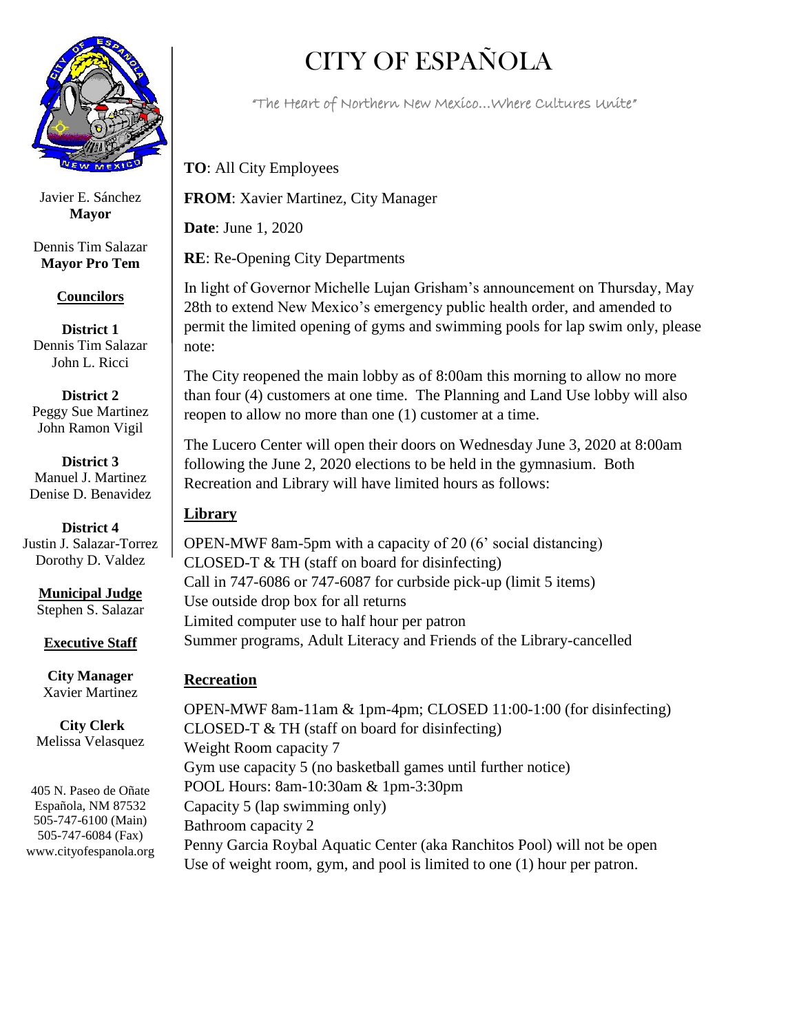Javier E. Sánchez
**Mayor**

Dennis Tim Salazar
**Mayor Pro Tem**

**Councilors**

**District 1**
Dennis Tim Salazar
John L. Ricci

**District 2**
Peggy Sue Martinez
John Ramon Vigil

**District 3**
Manuel J. Martinez
Denise D. Benavidez

**District 4**
Justin J. Salazar-Torrez
Dorothy D. Valdez

**Municipal Judge**
Stephen S. Salazar

**Executive Staff**

**City Manager**
Xavier Martinez

**City Clerk**
Melissa Velasquez

405 N. Paseo de Oñate
Española, NM 87532
505-747-6100 (Main)
505-747-6084 (Fax)
www.cityofespanola.org

# CITY OF ESPAÑOLA

"The Heart of Northern New Mexico…Where Cultures Unite"

**TO**: All City Employees

**FROM**: Xavier Martinez, City Manager

**Date**: June 1, 2020

**RE**: Re-Opening City Departments

In light of Governor Michelle Lujan Grisham's announcement on Thursday, May 28th to extend New Mexico's emergency public health order, and amended to permit the limited opening of gyms and swimming pools for lap swim only, please note:

The City reopened the main lobby as of 8:00am this morning to allow no more than four (4) customers at one time. The Planning and Land Use lobby will also reopen to allow no more than one (1) customer at a time.

The Lucero Center will open their doors on Wednesday June 3, 2020 at 8:00am following the June 2, 2020 elections to be held in the gymnasium. Both Recreation and Library will have limited hours as follows:

## Library

OPEN-MWF 8am-5pm with a capacity of 20 (6' social distancing)
CLOSED-T & TH (staff on board for disinfecting)
Call in 747-6086 or 747-6087 for curbside pick-up (limit 5 items)
Use outside drop box for all returns
Limited computer use to half hour per patron
Summer programs, Adult Literacy and Friends of the Library-cancelled

## Recreation

OPEN-MWF 8am-11am & 1pm-4pm; CLOSED 11:00-1:00 (for disinfecting)
CLOSED-T & TH (staff on board for disinfecting)
Weight Room capacity 7
Gym use capacity 5 (no basketball games until further notice)
POOL Hours: 8am-10:30am & 1pm-3:30pm
Capacity 5 (lap swimming only)
Bathroom capacity 2
Penny Garcia Roybal Aquatic Center (aka Ranchitos Pool) will not be open
Use of weight room, gym, and pool is limited to one (1) hour per patron.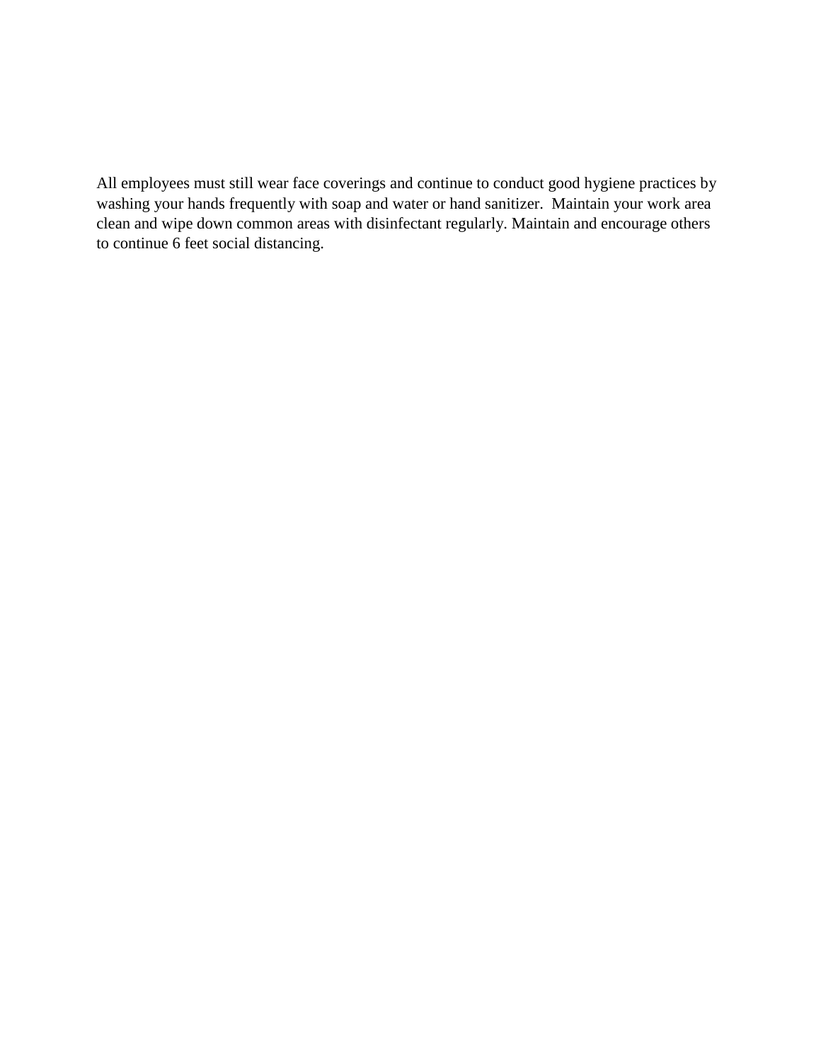All employees must still wear face coverings and continue to conduct good hygiene practices by washing your hands frequently with soap and water or hand sanitizer. Maintain your work area clean and wipe down common areas with disinfectant regularly. Maintain and encourage others to continue 6 feet social distancing.